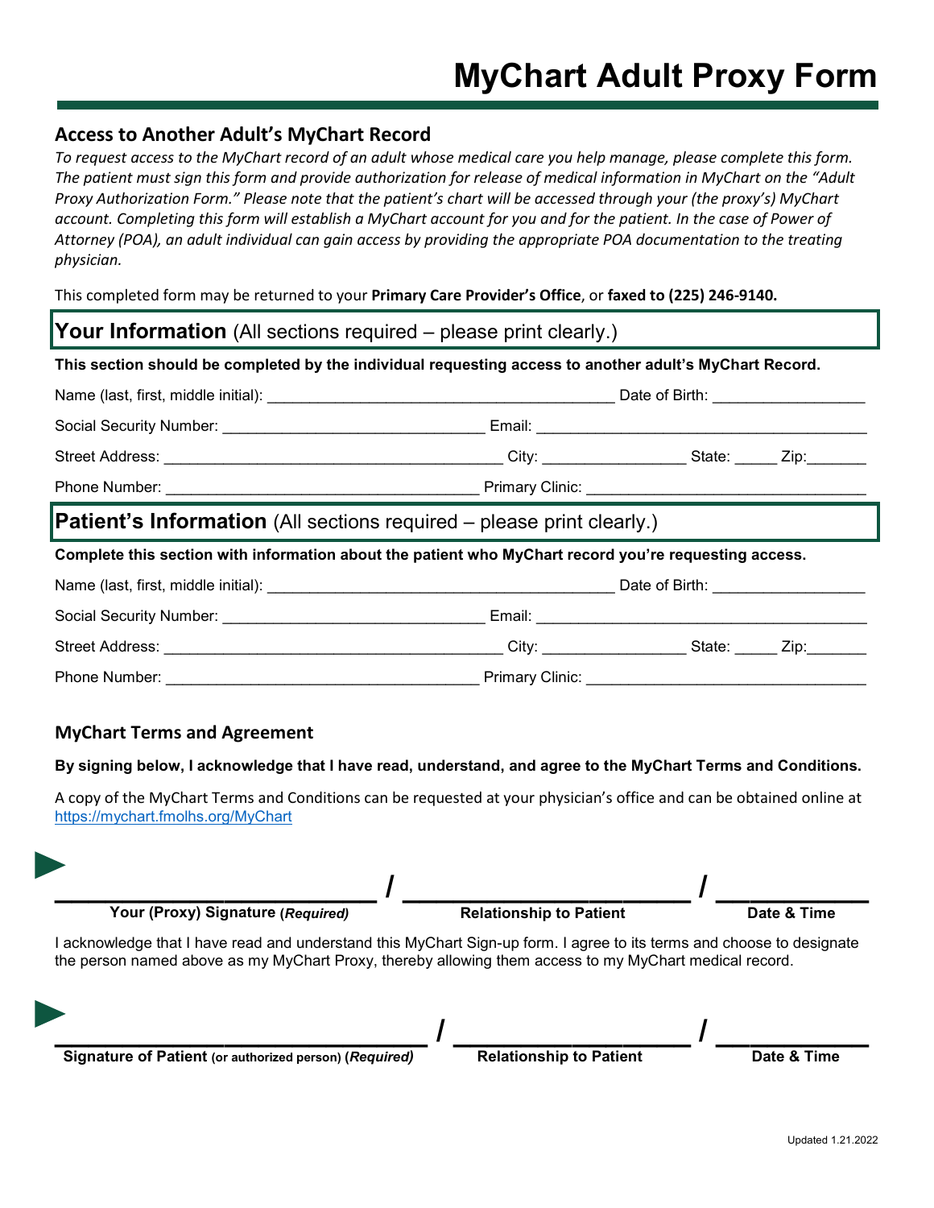# MyChart Adult Proxy Form

## Access to Another Adult's MyChart Record

*To request access to the MyChart record of an adult whose medical care you help manage, please complete this form. The patient must sign this form and provide authorization for release of medical information in MyChart on the "Adult Proxy Authorization Form." Please note that the patient's chart will be accessed through your (the proxy's) MyChart account. Completing this form will establish a MyChart account for you and for the patient. In the case of Power of Attorney (POA), an adult individual can gain access by providing the appropriate POA documentation to the treating physician.*

This completed form may be returned to your **Primary Care Provider's Office**, or **faxed to (225) 246-9140.**

## Your Information (All sections required – please print clearly.)

**This section should be completed by the individual requesting access to another adult's MyChart Record.**

Name (last, first, middle initial): ________________________________________ Date of Birth: __________________

Social Security Number: ______________________________ Email: ______________________________________

Street Address: _______________________________________ City: ________________ State: _____ Zip:_______

Phone Number: ____________________________________ Primary Clinic: ________________________________

## Patient's Information (All sections required – please print clearly.)

**Complete this section with information about the patient who MyChart record you're requesting access.**

Name (last, first, middle initial): ________________________________________ Date of Birth: __________________

Social Security Number: ______________________________ Email: ______________________________________

Street Address: _______________________________________ City: ________________ State: _____ Zip:_______

Phone Number: ____________________________________ Primary Clinic: ________________________________

### MyChart Terms and Agreement

**By signing below, I acknowledge that I have read, understand, and agree to the MyChart Terms and Conditions.**

A copy of the MyChart Terms and Conditions can be requested at your physician's office and can be obtained online at https://mychart.fmolhs.org/MyChart

► ______________________________ / ______________________________ / ______________

**Your (Proxy) Signature (*Required*)** | **Relationship to Patient** | **Date & Time**

I acknowledge that I have read and understand this MyChart Sign-up form. I agree to its terms and choose to designate the person named above as my MyChart Proxy, thereby allowing them access to my MyChart medical record.

► ______________________________ / ______________________________ / ______________

**Signature of Patient (or authorized person) (*Required*)** | **Relationship to Patient** | **Date & Time**

Updated 1.21.2022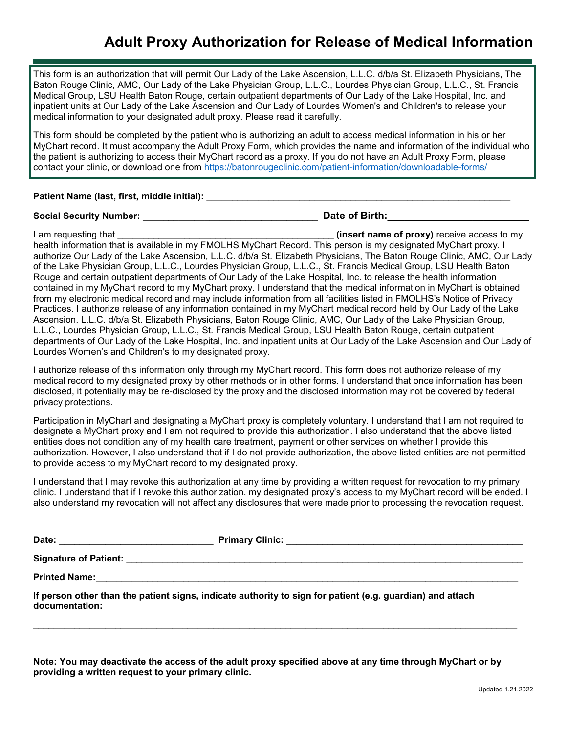# Adult Proxy Authorization for Release of Medical Information

This form is an authorization that will permit Our Lady of the Lake Ascension, L.L.C. d/b/a St. Elizabeth Physicians, The Baton Rouge Clinic, AMC, Our Lady of the Lake Physician Group, L.L.C., Lourdes Physician Group, L.L.C., St. Francis Medical Group, LSU Health Baton Rouge, certain outpatient departments of Our Lady of the Lake Hospital, Inc. and inpatient units at Our Lady of the Lake Ascension and Our Lady of Lourdes Women's and Children's to release your medical information to your designated adult proxy. Please read it carefully.

This form should be completed by the patient who is authorizing an adult to access medical information in his or her MyChart record. It must accompany the Adult Proxy Form, which provides the name and information of the individual who the patient is authorizing to access their MyChart record as a proxy. If you do not have an Adult Proxy Form, please contact your clinic, or download one from https://batonrougeclinic.com/patient-information/downloadable-forms/

**Patient Name (last, first, middle initial):** ____________________________________________________________

**Social Security Number:** _________________________________ **Date of Birth:**_________________________

I am requesting that __________________________________________ **(insert name of proxy)** receive access to my health information that is available in my FMOLHS MyChart Record. This person is my designated MyChart proxy. I authorize Our Lady of the Lake Ascension, L.L.C. d/b/a St. Elizabeth Physicians, The Baton Rouge Clinic, AMC, Our Lady of the Lake Physician Group, L.L.C., Lourdes Physician Group, L.L.C., St. Francis Medical Group, LSU Health Baton Rouge and certain outpatient departments of Our Lady of the Lake Hospital, Inc. to release the health information contained in my MyChart record to my MyChart proxy. I understand that the medical information in MyChart is obtained from my electronic medical record and may include information from all facilities listed in FMOLHS's Notice of Privacy Practices. I authorize release of any information contained in my MyChart medical record held by Our Lady of the Lake Ascension, L.L.C. d/b/a St. Elizabeth Physicians, Baton Rouge Clinic, AMC, Our Lady of the Lake Physician Group, L.L.C., Lourdes Physician Group, L.L.C., St. Francis Medical Group, LSU Health Baton Rouge, certain outpatient departments of Our Lady of the Lake Hospital, Inc. and inpatient units at Our Lady of the Lake Ascension and Our Lady of Lourdes Women's and Children's to my designated proxy.

I authorize release of this information only through my MyChart record. This form does not authorize release of my medical record to my designated proxy by other methods or in other forms. I understand that once information has been disclosed, it potentially may be re-disclosed by the proxy and the disclosed information may not be covered by federal privacy protections.

Participation in MyChart and designating a MyChart proxy is completely voluntary. I understand that I am not required to designate a MyChart proxy and I am not required to provide this authorization. I also understand that the above listed entities does not condition any of my health care treatment, payment or other services on whether I provide this authorization. However, I also understand that if I do not provide authorization, the above listed entities are not permitted to provide access to my MyChart record to my designated proxy.

I understand that I may revoke this authorization at any time by providing a written request for revocation to my primary clinic. I understand that if I revoke this authorization, my designated proxy's access to my MyChart record will be ended. I also understand my revocation will not affect any disclosures that were made prior to processing the revocation request.

**Date:** ______________________________ **Primary Clinic:** ______________________________________________

**Signature of Patient:** ______________________________________________________________________________

**Printed Name:**_____________________________________________________________________________________

**If person other than the patient signs, indicate authority to sign for patient (e.g. guardian) and attach documentation:**

______________________________________________________________________________________________

**Note: You may deactivate the access of the adult proxy specified above at any time through MyChart or by providing a written request to your primary clinic.**

Updated 1.21.2022